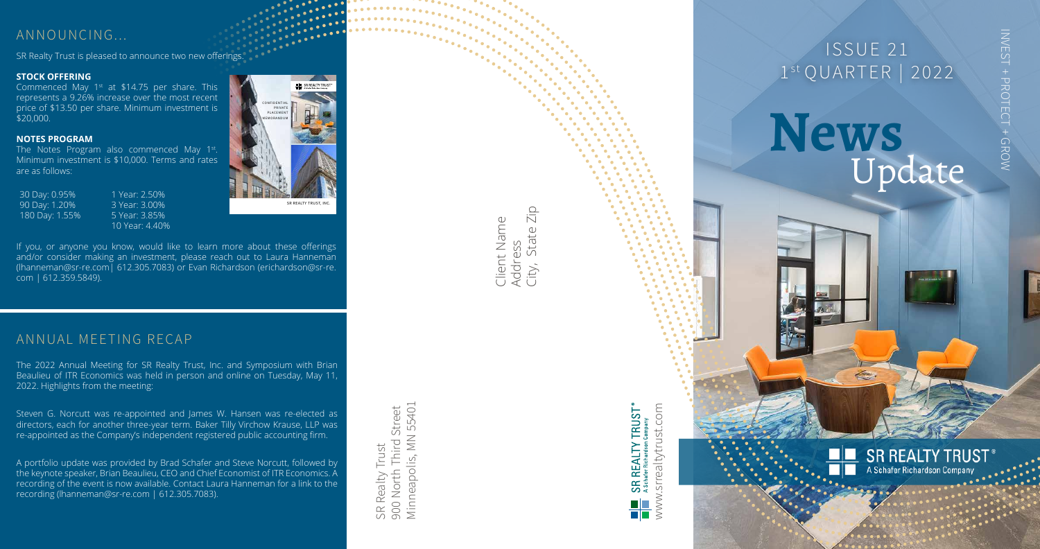## ANNOUNCING...

SR Realty Trust is pleased to announce two new offerings:

**STOCK OFFERING**

Commenced May 1st at $14.75 per share. This represents a 9.26% increase over the most recent price of $13.50 per share. Minimum investment is $20,000.

**NOTES PROGRAM**

The Notes Program also commenced May 1st. Minimum investment is $10,000. Terms and rates are as follows:

| | |
|---|---|
| 30 Day: 0.95% | 1 Year: 2.50% |
| 90 Day: 1.20% | 3 Year: 3.00% |
| 180 Day: 1.55% | 5 Year: 3.85% |
| | 10 Year: 4.40% |

If you, or anyone you know, would like to learn more about these offerings and/or consider making an investment, please reach out to Laura Hanneman (lhanneman@sr-re.com | 612.305.7083) or Evan Richardson (erichardson@sr-re.com | 612.359.5849).

## ANNUAL MEETING RECAP

The 2022 Annual Meeting for SR Realty Trust, Inc. and Symposium with Brian Beaulieu of ITR Economics was held in person and online on Tuesday, May 11, 2022. Highlights from the meeting:

Steven G. Norcutt was re-appointed and James W. Hansen was re-elected as directors, each for another three-year term. Baker Tilly Virchow Krause, LLP was re-appointed as the Company's independent registered public accounting firm.

A portfolio update was provided by Brad Schafer and Steve Norcutt, followed by the keynote speaker, Brian Beaulieu, CEO and Chief Economist of ITR Economics. A recording of the event is now available. Contact Laura Hanneman for a link to the recording (lhanneman@sr-re.com | 612.305.7083).

SR Realty Trust
900 North Third Street
Minneapolis, MN 55401

Client Name
Address
City, State Zip

SR REALTY TRUST®
A Schafer Richardson Company
www.srrealtytrust.com

# ISSUE 21
## 1st QUARTER | 2022

# News Update

INVEST + PROTECT + GROW

SR REALTY TRUST®
A Schafer Richardson Company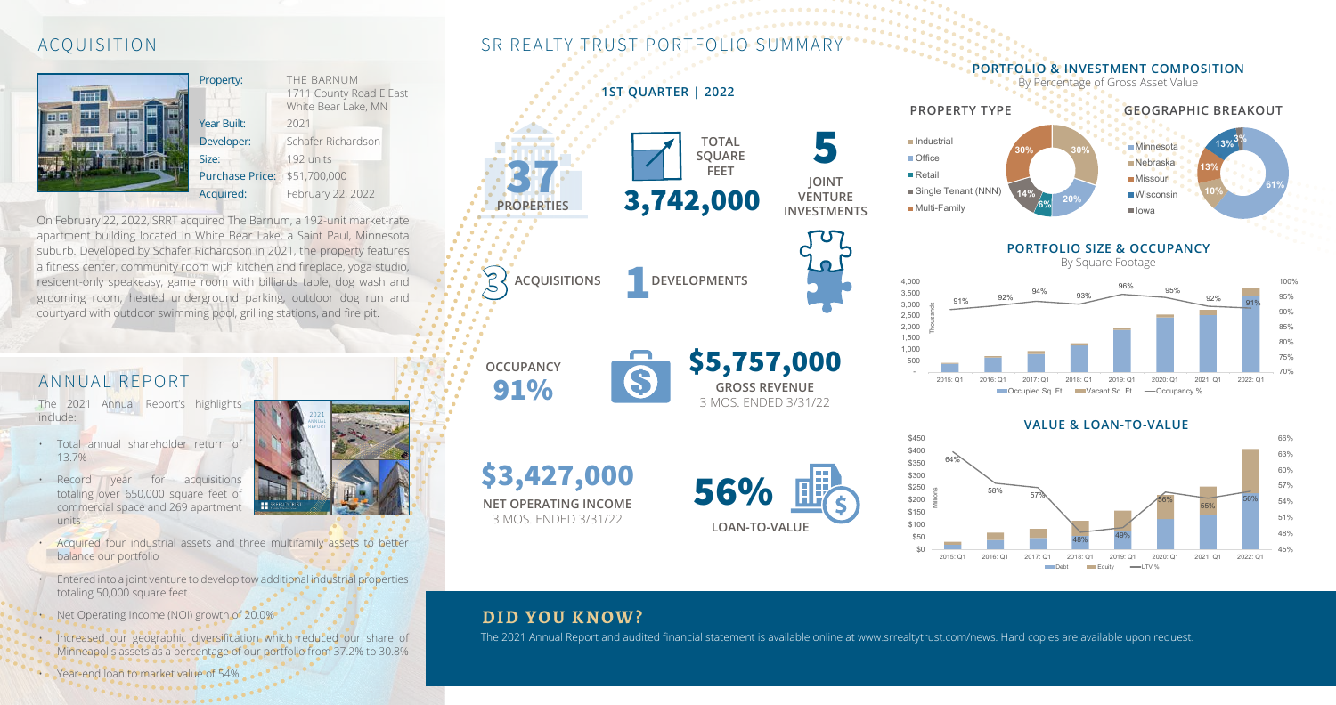## ACQUISITION

| | |
|---|---|
| Property: | THE BARNUM<br>1711 County Road E East<br>White Bear Lake, MN |
| Year Built: | 2021 |
| Developer: | Schafer Richardson |
| Size: | 192 units |
| Purchase Price: | $51,700,000 |
| Acquired: | February 22, 2022 |

On February 22, 2022, SRRT acquired The Barnum, a 192-unit market-rate apartment building located in White Bear Lake, a Saint Paul, Minnesota suburb. Developed by Schafer Richardson in 2021, the property features a fitness center, community room with kitchen and fireplace, yoga studio, resident-only speakeasy, game room with billiards table, dog wash and grooming room, heated underground parking, outdoor dog run and courtyard with outdoor swimming pool, grilling stations, and fire pit.

## ANNUAL REPORT

The 2021 Annual Report's highlights include:

- Total annual shareholder return of 13.7%
- Record year for acquisitions totaling over 650,000 square feet of commercial space and 269 apartment units
- Acquired four industrial assets and three multifamily assets to better balance our portfolio
- Entered into a joint venture to develop tow additional industrial properties totaling 50,000 square feet
- Net Operating Income (NOI) growth of 20.0%
- Increased our geographic diversification which reduced our share of Minneapolis assets as a percentage of our portfolio from 37.2% to 30.8%
- Year-end loan to market value of 54%

## SR REALTY TRUST PORTFOLIO SUMMARY

### 1ST QUARTER | 2022

**37** PROPERTIES

**3,742,000** TOTAL SQUARE FEET

**5** JOINT VENTURE INVESTMENTS

**3** ACQUISITIONS

**1** DEVELOPMENTS

**91%** OCCUPANCY

**$5,757,000** GROSS REVENUE
3 MOS. ENDED 3/31/22

**$3,427,000** NET OPERATING INCOME
3 MOS. ENDED 3/31/22

**56%** LOAN-TO-VALUE

### PORTFOLIO & INVESTMENT COMPOSITION

By Percentage of Gross Asset Value

**PROPERTY TYPE**

Industrial
Office
Retail
Single Tenant (NNN)
Multi-Family

30% 30% 20% 6% 14%

**GEOGRAPHIC BREAKOUT**

Minnesota
Nebraska
Missouri
Wisconsin
Iowa

61% 10% 13% 13% 3%

### PORTFOLIO SIZE & OCCUPANCY

By Square Footage

Thousands
4,000 3,500 3,000 2,500 2,000 1,500 1,000 500 -
100% 95% 90% 85% 80% 75% 70%
2015: Q1 2016: Q1 2017: Q1 2018: Q1 2019: Q1 2020: Q1 2021: Q1 2022: Q1
91% 92% 94% 93% 96% 95% 92% 91%
Occupied Sq. Ft. Vacant Sq. Ft. Occupancy %

### VALUE & LOAN-TO-VALUE

Millions
$450 $400 $350 $300 $250 $200 $150 $100 $50 $0
66% 63% 60% 57% 54% 51% 48% 45%
2015: Q1 2016: Q1 2017: Q1 2018: Q1 2019: Q1 2020: Q1 2021: Q1 2022: Q1
64% 58% 57% 48% 49% 56% 55% 56%
Debt Equity LTV %

## DID YOU KNOW?

The 2021 Annual Report and audited financial statement is available online at www.srrealtytrust.com/news. Hard copies are available upon request.